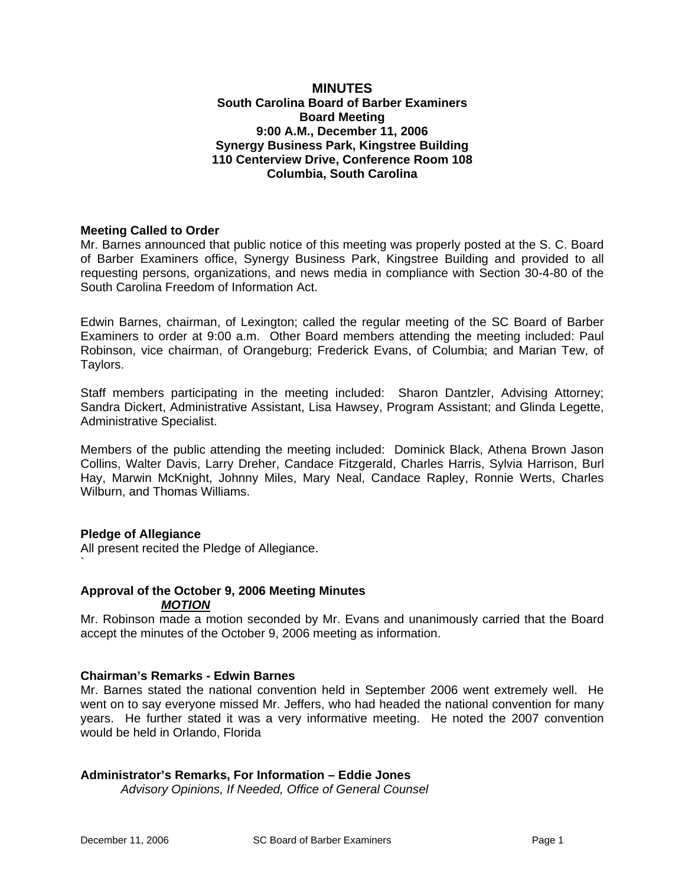# MINUTES

**South Carolina Board of Barber Examiners**
**Board Meeting**
**9:00 A.M., December 11, 2006**
**Synergy Business Park, Kingstree Building**
**110 Centerview Drive, Conference Room 108**
**Columbia, South Carolina**

### Meeting Called to Order

Mr. Barnes announced that public notice of this meeting was properly posted at the S. C. Board of Barber Examiners office, Synergy Business Park, Kingstree Building and provided to all requesting persons, organizations, and news media in compliance with Section 30-4-80 of the South Carolina Freedom of Information Act.

Edwin Barnes, chairman, of Lexington; called the regular meeting of the SC Board of Barber Examiners to order at 9:00 a.m. Other Board members attending the meeting included: Paul Robinson, vice chairman, of Orangeburg; Frederick Evans, of Columbia; and Marian Tew, of Taylors.

Staff members participating in the meeting included: Sharon Dantzler, Advising Attorney; Sandra Dickert, Administrative Assistant, Lisa Hawsey, Program Assistant; and Glinda Legette, Administrative Specialist.

Members of the public attending the meeting included: Dominick Black, Athena Brown Jason Collins, Walter Davis, Larry Dreher, Candace Fitzgerald, Charles Harris, Sylvia Harrison, Burl Hay, Marwin McKnight, Johnny Miles, Mary Neal, Candace Rapley, Ronnie Werts, Charles Wilburn, and Thomas Williams.

### Pledge of Allegiance

All present recited the Pledge of Allegiance.
`

### Approval of the October 9, 2006 Meeting Minutes

***MOTION***

Mr. Robinson made a motion seconded by Mr. Evans and unanimously carried that the Board accept the minutes of the October 9, 2006 meeting as information.

### Chairman's Remarks - Edwin Barnes

Mr. Barnes stated the national convention held in September 2006 went extremely well. He went on to say everyone missed Mr. Jeffers, who had headed the national convention for many years. He further stated it was a very informative meeting. He noted the 2007 convention would be held in Orlando, Florida

### Administrator's Remarks, For Information – Eddie Jones

*Advisory Opinions, If Needed, Office of General Counsel*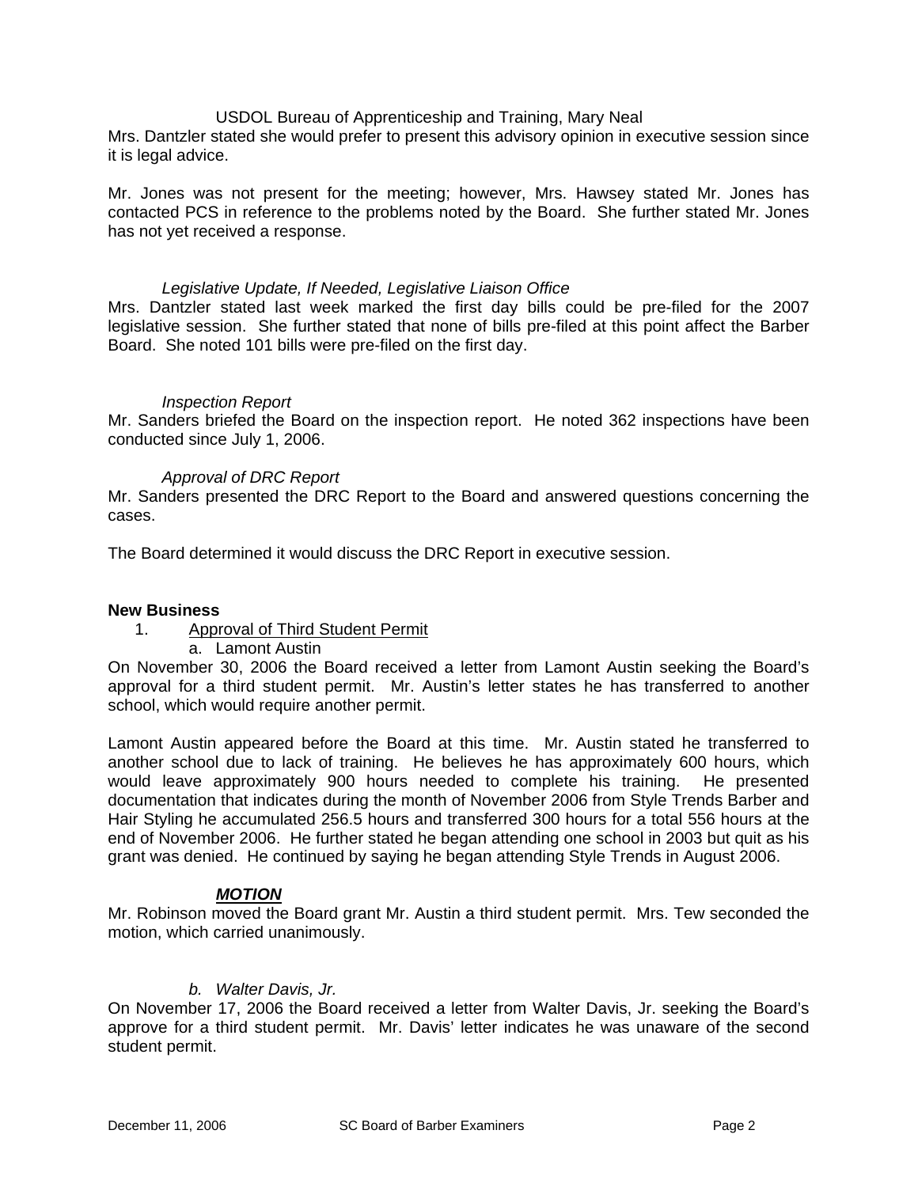USDOL Bureau of Apprenticeship and Training, Mary Neal

Mrs. Dantzler stated she would prefer to present this advisory opinion in executive session since it is legal advice.

Mr. Jones was not present for the meeting; however, Mrs. Hawsey stated Mr. Jones has contacted PCS in reference to the problems noted by the Board. She further stated Mr. Jones has not yet received a response.

*Legislative Update, If Needed, Legislative Liaison Office*

Mrs. Dantzler stated last week marked the first day bills could be pre-filed for the 2007 legislative session. She further stated that none of bills pre-filed at this point affect the Barber Board. She noted 101 bills were pre-filed on the first day.

*Inspection Report*

Mr. Sanders briefed the Board on the inspection report. He noted 362 inspections have been conducted since July 1, 2006.

*Approval of DRC Report*

Mr. Sanders presented the DRC Report to the Board and answered questions concerning the cases.

The Board determined it would discuss the DRC Report in executive session.

**New Business**

1. Approval of Third Student Permit
   a. Lamont Austin

On November 30, 2006 the Board received a letter from Lamont Austin seeking the Board's approval for a third student permit. Mr. Austin's letter states he has transferred to another school, which would require another permit.

Lamont Austin appeared before the Board at this time. Mr. Austin stated he transferred to another school due to lack of training. He believes he has approximately 600 hours, which would leave approximately 900 hours needed to complete his training. He presented documentation that indicates during the month of November 2006 from Style Trends Barber and Hair Styling he accumulated 256.5 hours and transferred 300 hours for a total 556 hours at the end of November 2006. He further stated he began attending one school in 2003 but quit as his grant was denied. He continued by saying he began attending Style Trends in August 2006.

***MOTION***

Mr. Robinson moved the Board grant Mr. Austin a third student permit. Mrs. Tew seconded the motion, which carried unanimously.

*b. Walter Davis, Jr.*

On November 17, 2006 the Board received a letter from Walter Davis, Jr. seeking the Board's approve for a third student permit. Mr. Davis' letter indicates he was unaware of the second student permit.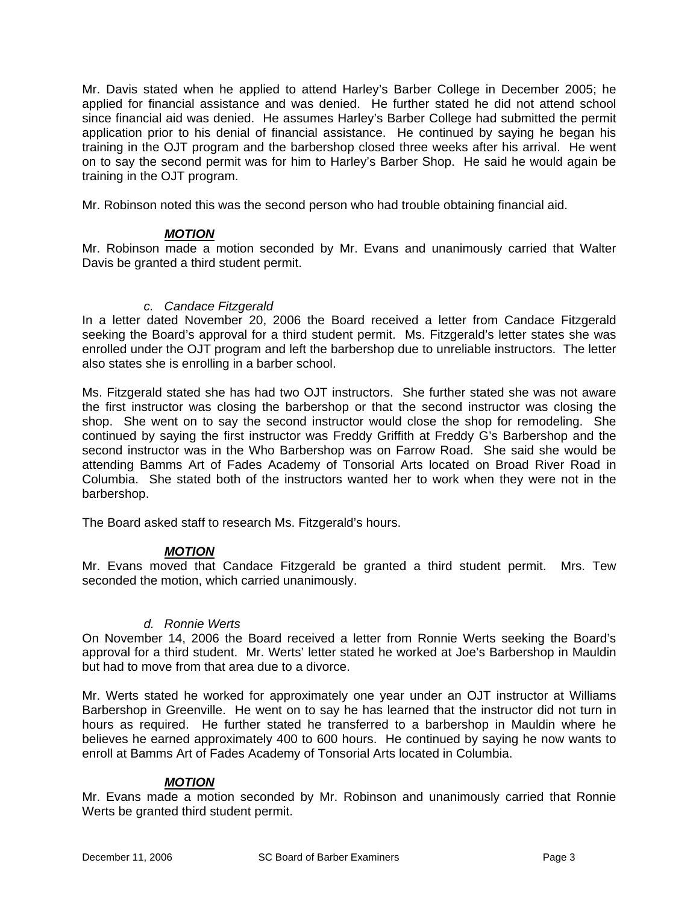Mr. Davis stated when he applied to attend Harley's Barber College in December 2005; he applied for financial assistance and was denied. He further stated he did not attend school since financial aid was denied. He assumes Harley's Barber College had submitted the permit application prior to his denial of financial assistance. He continued by saying he began his training in the OJT program and the barbershop closed three weeks after his arrival. He went on to say the second permit was for him to Harley's Barber Shop. He said he would again be training in the OJT program.

Mr. Robinson noted this was the second person who had trouble obtaining financial aid.

***MOTION***

Mr. Robinson made a motion seconded by Mr. Evans and unanimously carried that Walter Davis be granted a third student permit.

*c. Candace Fitzgerald*

In a letter dated November 20, 2006 the Board received a letter from Candace Fitzgerald seeking the Board's approval for a third student permit. Ms. Fitzgerald's letter states she was enrolled under the OJT program and left the barbershop due to unreliable instructors. The letter also states she is enrolling in a barber school.

Ms. Fitzgerald stated she has had two OJT instructors. She further stated she was not aware the first instructor was closing the barbershop or that the second instructor was closing the shop. She went on to say the second instructor would close the shop for remodeling. She continued by saying the first instructor was Freddy Griffith at Freddy G's Barbershop and the second instructor was in the Who Barbershop was on Farrow Road. She said she would be attending Bamms Art of Fades Academy of Tonsorial Arts located on Broad River Road in Columbia. She stated both of the instructors wanted her to work when they were not in the barbershop.

The Board asked staff to research Ms. Fitzgerald's hours.

***MOTION***

Mr. Evans moved that Candace Fitzgerald be granted a third student permit. Mrs. Tew seconded the motion, which carried unanimously.

*d. Ronnie Werts*

On November 14, 2006 the Board received a letter from Ronnie Werts seeking the Board's approval for a third student. Mr. Werts' letter stated he worked at Joe's Barbershop in Mauldin but had to move from that area due to a divorce.

Mr. Werts stated he worked for approximately one year under an OJT instructor at Williams Barbershop in Greenville. He went on to say he has learned that the instructor did not turn in hours as required. He further stated he transferred to a barbershop in Mauldin where he believes he earned approximately 400 to 600 hours. He continued by saying he now wants to enroll at Bamms Art of Fades Academy of Tonsorial Arts located in Columbia.

***MOTION***

Mr. Evans made a motion seconded by Mr. Robinson and unanimously carried that Ronnie Werts be granted third student permit.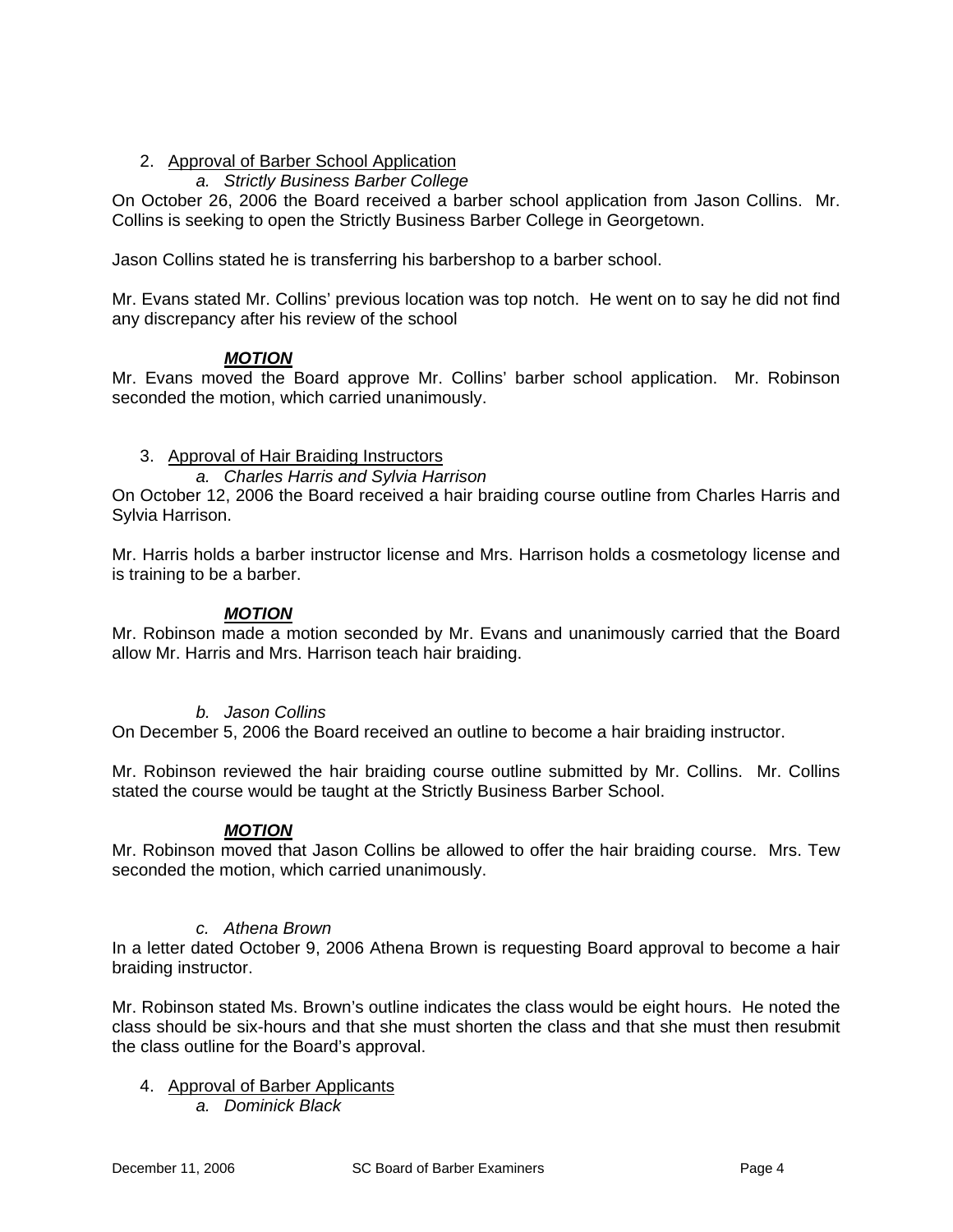2. Approval of Barber School Application

   *a. Strictly Business Barber College*

On October 26, 2006 the Board received a barber school application from Jason Collins. Mr. Collins is seeking to open the Strictly Business Barber College in Georgetown.

Jason Collins stated he is transferring his barbershop to a barber school.

Mr. Evans stated Mr. Collins' previous location was top notch. He went on to say he did not find any discrepancy after his review of the school

***MOTION***

Mr. Evans moved the Board approve Mr. Collins' barber school application. Mr. Robinson seconded the motion, which carried unanimously.

3. Approval of Hair Braiding Instructors

   *a. Charles Harris and Sylvia Harrison*

On October 12, 2006 the Board received a hair braiding course outline from Charles Harris and Sylvia Harrison.

Mr. Harris holds a barber instructor license and Mrs. Harrison holds a cosmetology license and is training to be a barber.

***MOTION***

Mr. Robinson made a motion seconded by Mr. Evans and unanimously carried that the Board allow Mr. Harris and Mrs. Harrison teach hair braiding.

   *b. Jason Collins*

On December 5, 2006 the Board received an outline to become a hair braiding instructor.

Mr. Robinson reviewed the hair braiding course outline submitted by Mr. Collins. Mr. Collins stated the course would be taught at the Strictly Business Barber School.

***MOTION***

Mr. Robinson moved that Jason Collins be allowed to offer the hair braiding course. Mrs. Tew seconded the motion, which carried unanimously.

   *c. Athena Brown*

In a letter dated October 9, 2006 Athena Brown is requesting Board approval to become a hair braiding instructor.

Mr. Robinson stated Ms. Brown's outline indicates the class would be eight hours. He noted the class should be six-hours and that she must shorten the class and that she must then resubmit the class outline for the Board's approval.

4. Approval of Barber Applicants

   *a. Dominick Black*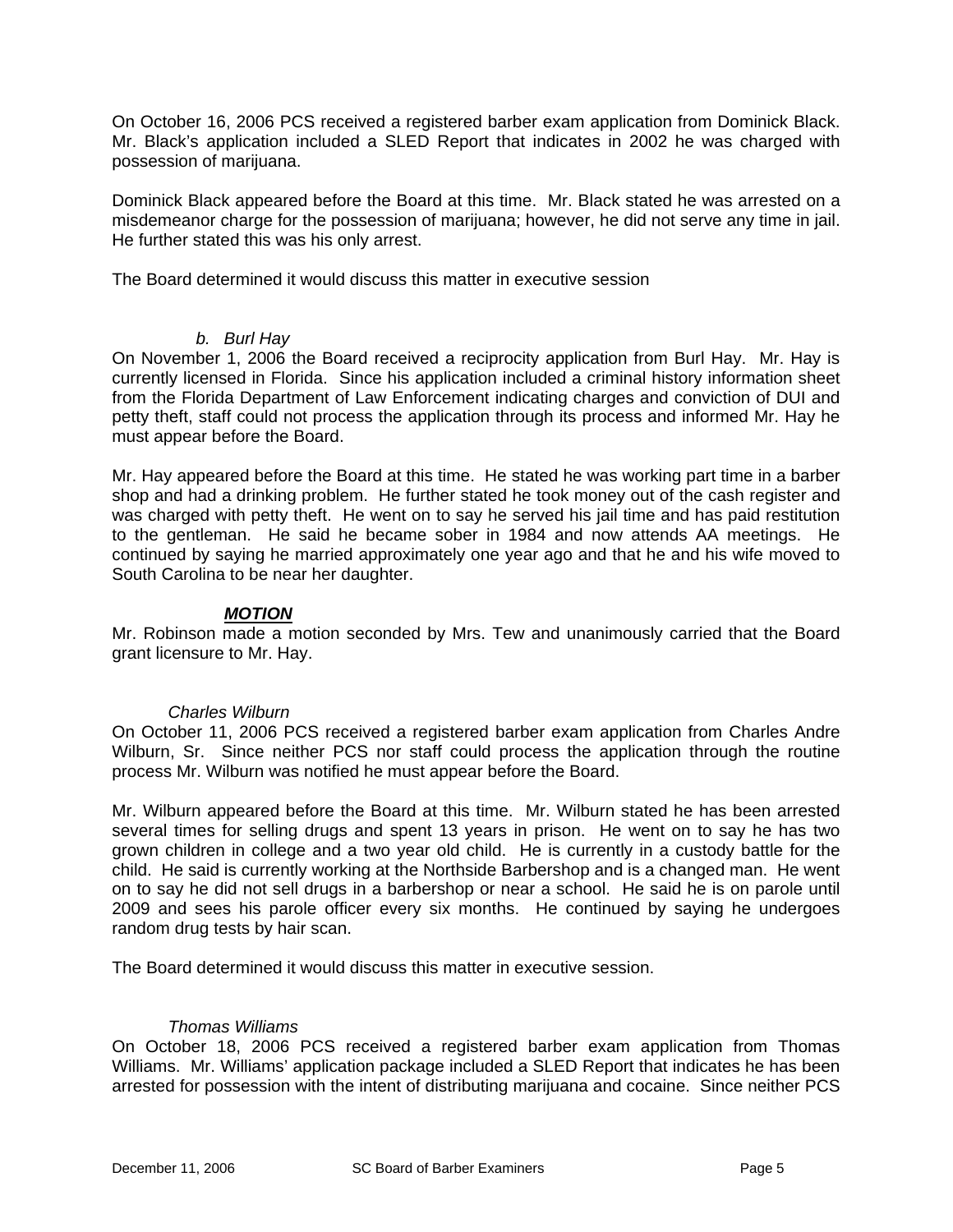On October 16, 2006 PCS received a registered barber exam application from Dominick Black. Mr. Black's application included a SLED Report that indicates in 2002 he was charged with possession of marijuana.

Dominick Black appeared before the Board at this time. Mr. Black stated he was arrested on a misdemeanor charge for the possession of marijuana; however, he did not serve any time in jail. He further stated this was his only arrest.

The Board determined it would discuss this matter in executive session

*b. Burl Hay*

On November 1, 2006 the Board received a reciprocity application from Burl Hay. Mr. Hay is currently licensed in Florida. Since his application included a criminal history information sheet from the Florida Department of Law Enforcement indicating charges and conviction of DUI and petty theft, staff could not process the application through its process and informed Mr. Hay he must appear before the Board.

Mr. Hay appeared before the Board at this time. He stated he was working part time in a barber shop and had a drinking problem. He further stated he took money out of the cash register and was charged with petty theft. He went on to say he served his jail time and has paid restitution to the gentleman. He said he became sober in 1984 and now attends AA meetings. He continued by saying he married approximately one year ago and that he and his wife moved to South Carolina to be near her daughter.

***MOTION***

Mr. Robinson made a motion seconded by Mrs. Tew and unanimously carried that the Board grant licensure to Mr. Hay.

*Charles Wilburn*

On October 11, 2006 PCS received a registered barber exam application from Charles Andre Wilburn, Sr. Since neither PCS nor staff could process the application through the routine process Mr. Wilburn was notified he must appear before the Board.

Mr. Wilburn appeared before the Board at this time. Mr. Wilburn stated he has been arrested several times for selling drugs and spent 13 years in prison. He went on to say he has two grown children in college and a two year old child. He is currently in a custody battle for the child. He said is currently working at the Northside Barbershop and is a changed man. He went on to say he did not sell drugs in a barbershop or near a school. He said he is on parole until 2009 and sees his parole officer every six months. He continued by saying he undergoes random drug tests by hair scan.

The Board determined it would discuss this matter in executive session.

*Thomas Williams*

On October 18, 2006 PCS received a registered barber exam application from Thomas Williams. Mr. Williams' application package included a SLED Report that indicates he has been arrested for possession with the intent of distributing marijuana and cocaine. Since neither PCS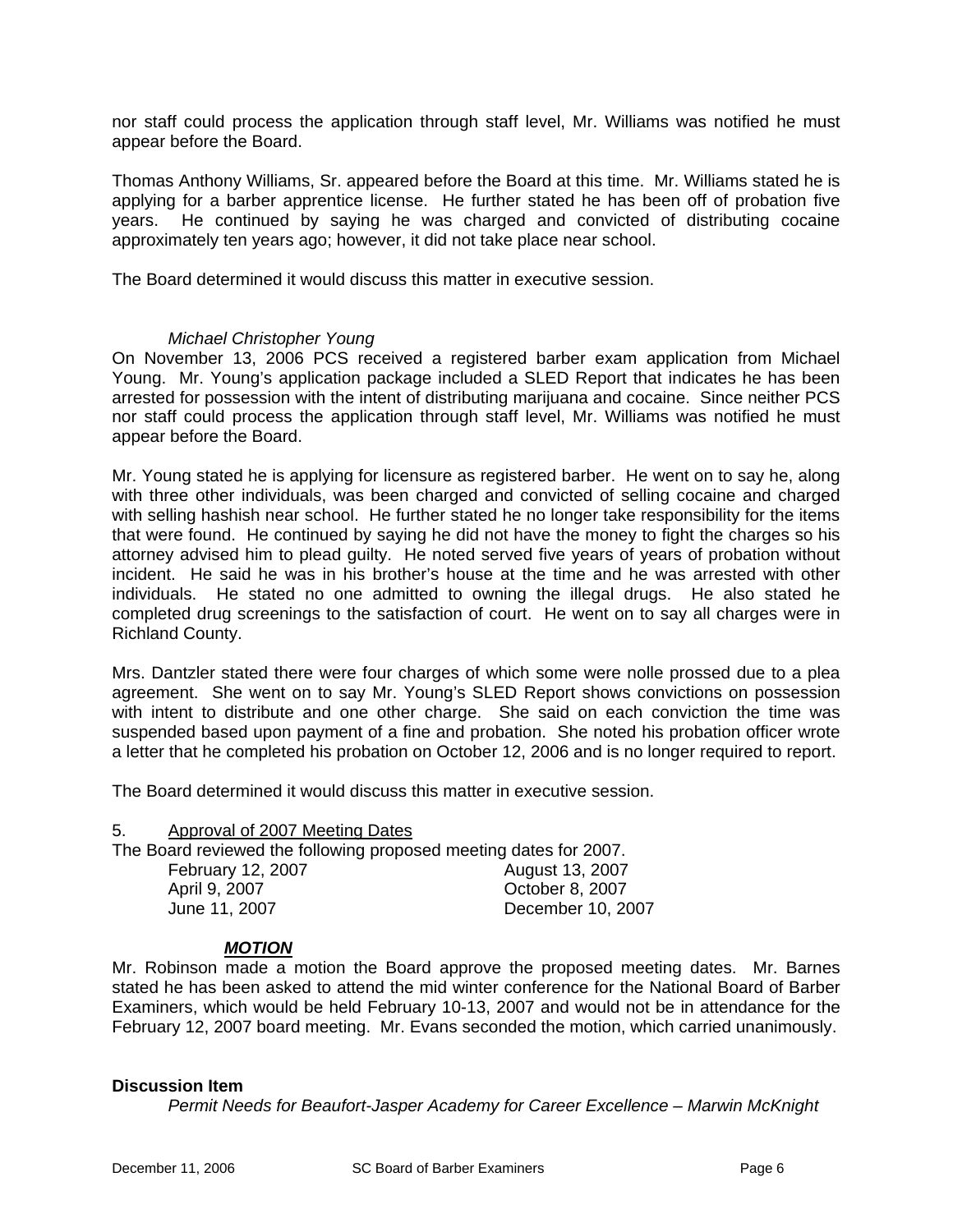nor staff could process the application through staff level, Mr. Williams was notified he must appear before the Board.

Thomas Anthony Williams, Sr. appeared before the Board at this time. Mr. Williams stated he is applying for a barber apprentice license. He further stated he has been off of probation five years. He continued by saying he was charged and convicted of distributing cocaine approximately ten years ago; however, it did not take place near school.

The Board determined it would discuss this matter in executive session.

*Michael Christopher Young*

On November 13, 2006 PCS received a registered barber exam application from Michael Young. Mr. Young's application package included a SLED Report that indicates he has been arrested for possession with the intent of distributing marijuana and cocaine. Since neither PCS nor staff could process the application through staff level, Mr. Williams was notified he must appear before the Board.

Mr. Young stated he is applying for licensure as registered barber. He went on to say he, along with three other individuals, was been charged and convicted of selling cocaine and charged with selling hashish near school. He further stated he no longer take responsibility for the items that were found. He continued by saying he did not have the money to fight the charges so his attorney advised him to plead guilty. He noted served five years of years of probation without incident. He said he was in his brother's house at the time and he was arrested with other individuals. He stated no one admitted to owning the illegal drugs. He also stated he completed drug screenings to the satisfaction of court. He went on to say all charges were in Richland County.

Mrs. Dantzler stated there were four charges of which some were nolle prossed due to a plea agreement. She went on to say Mr. Young's SLED Report shows convictions on possession with intent to distribute and one other charge. She said on each conviction the time was suspended based upon payment of a fine and probation. She noted his probation officer wrote a letter that he completed his probation on October 12, 2006 and is no longer required to report.

The Board determined it would discuss this matter in executive session.

5. Approval of 2007 Meeting Dates

The Board reviewed the following proposed meeting dates for 2007.

| | |
|---|---|
| February 12, 2007 | August 13, 2007 |
| April 9, 2007 | October 8, 2007 |
| June 11, 2007 | December 10, 2007 |

***MOTION***

Mr. Robinson made a motion the Board approve the proposed meeting dates. Mr. Barnes stated he has been asked to attend the mid winter conference for the National Board of Barber Examiners, which would be held February 10-13, 2007 and would not be in attendance for the February 12, 2007 board meeting. Mr. Evans seconded the motion, which carried unanimously.

**Discussion Item**

*Permit Needs for Beaufort-Jasper Academy for Career Excellence – Marwin McKnight*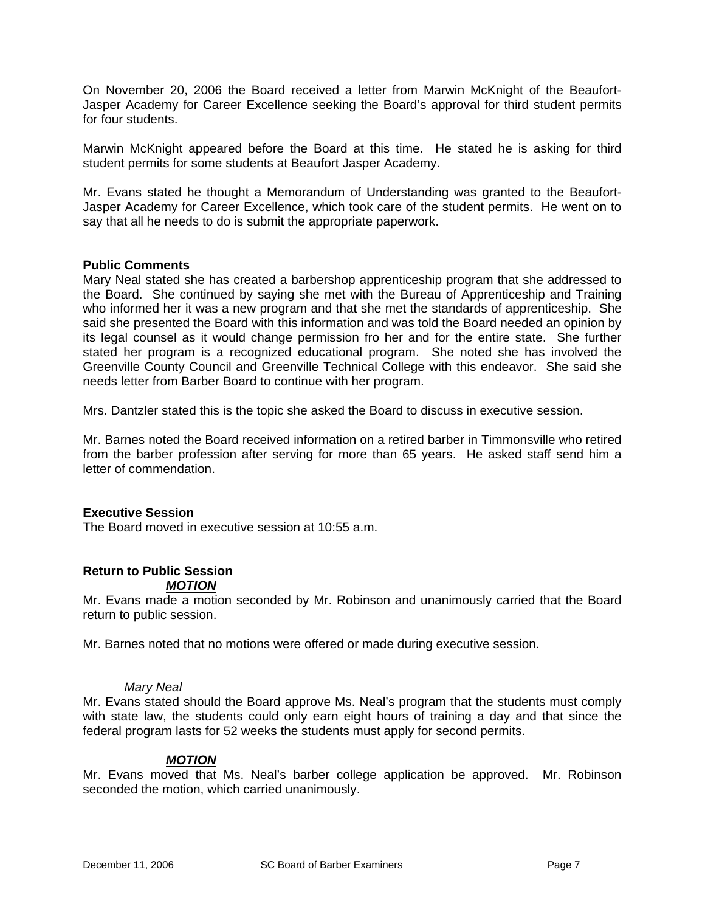On November 20, 2006 the Board received a letter from Marwin McKnight of the Beaufort-Jasper Academy for Career Excellence seeking the Board's approval for third student permits for four students.

Marwin McKnight appeared before the Board at this time. He stated he is asking for third student permits for some students at Beaufort Jasper Academy.

Mr. Evans stated he thought a Memorandum of Understanding was granted to the Beaufort-Jasper Academy for Career Excellence, which took care of the student permits. He went on to say that all he needs to do is submit the appropriate paperwork.

**Public Comments**

Mary Neal stated she has created a barbershop apprenticeship program that she addressed to the Board. She continued by saying she met with the Bureau of Apprenticeship and Training who informed her it was a new program and that she met the standards of apprenticeship. She said she presented the Board with this information and was told the Board needed an opinion by its legal counsel as it would change permission fro her and for the entire state. She further stated her program is a recognized educational program. She noted she has involved the Greenville County Council and Greenville Technical College with this endeavor. She said she needs letter from Barber Board to continue with her program.

Mrs. Dantzler stated this is the topic she asked the Board to discuss in executive session.

Mr. Barnes noted the Board received information on a retired barber in Timmonsville who retired from the barber profession after serving for more than 65 years. He asked staff send him a letter of commendation.

**Executive Session**

The Board moved in executive session at 10:55 a.m.

**Return to Public Session**

***MOTION***

Mr. Evans made a motion seconded by Mr. Robinson and unanimously carried that the Board return to public session.

Mr. Barnes noted that no motions were offered or made during executive session.

*Mary Neal*

Mr. Evans stated should the Board approve Ms. Neal's program that the students must comply with state law, the students could only earn eight hours of training a day and that since the federal program lasts for 52 weeks the students must apply for second permits.

***MOTION***

Mr. Evans moved that Ms. Neal's barber college application be approved. Mr. Robinson seconded the motion, which carried unanimously.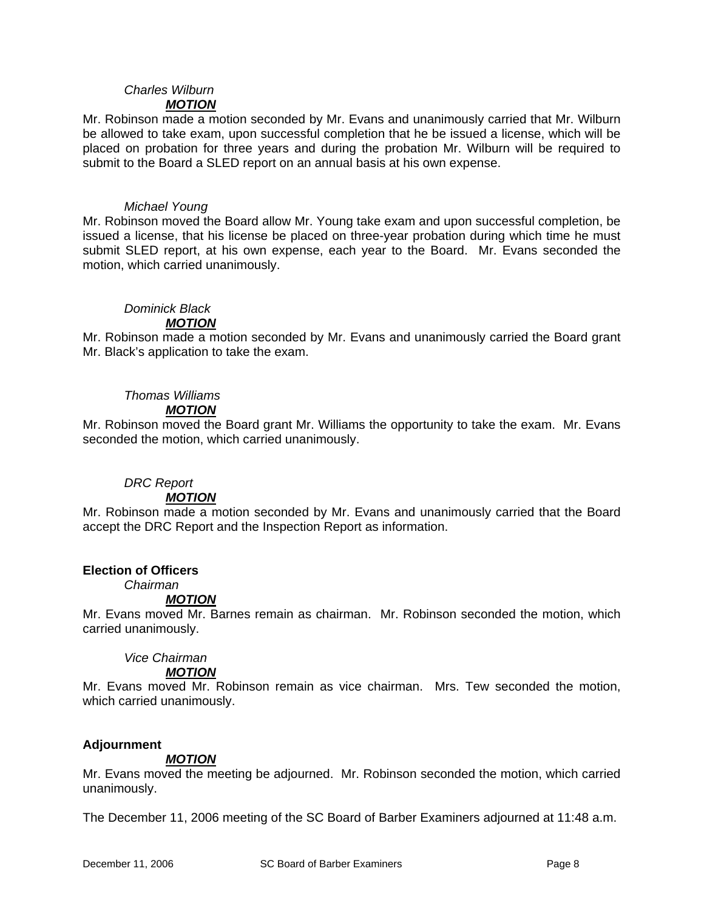*Charles Wilburn*

***MOTION***

Mr. Robinson made a motion seconded by Mr. Evans and unanimously carried that Mr. Wilburn be allowed to take exam, upon successful completion that he be issued a license, which will be placed on probation for three years and during the probation Mr. Wilburn will be required to submit to the Board a SLED report on an annual basis at his own expense.

*Michael Young*

Mr. Robinson moved the Board allow Mr. Young take exam and upon successful completion, be issued a license, that his license be placed on three-year probation during which time he must submit SLED report, at his own expense, each year to the Board. Mr. Evans seconded the motion, which carried unanimously.

*Dominick Black*

***MOTION***

Mr. Robinson made a motion seconded by Mr. Evans and unanimously carried the Board grant Mr. Black's application to take the exam.

*Thomas Williams*

***MOTION***

Mr. Robinson moved the Board grant Mr. Williams the opportunity to take the exam. Mr. Evans seconded the motion, which carried unanimously.

*DRC Report*

***MOTION***

Mr. Robinson made a motion seconded by Mr. Evans and unanimously carried that the Board accept the DRC Report and the Inspection Report as information.

**Election of Officers**

*Chairman*

***MOTION***

Mr. Evans moved Mr. Barnes remain as chairman. Mr. Robinson seconded the motion, which carried unanimously.

*Vice Chairman*

***MOTION***

Mr. Evans moved Mr. Robinson remain as vice chairman. Mrs. Tew seconded the motion, which carried unanimously.

**Adjournment**

***MOTION***

Mr. Evans moved the meeting be adjourned. Mr. Robinson seconded the motion, which carried unanimously.

The December 11, 2006 meeting of the SC Board of Barber Examiners adjourned at 11:48 a.m.